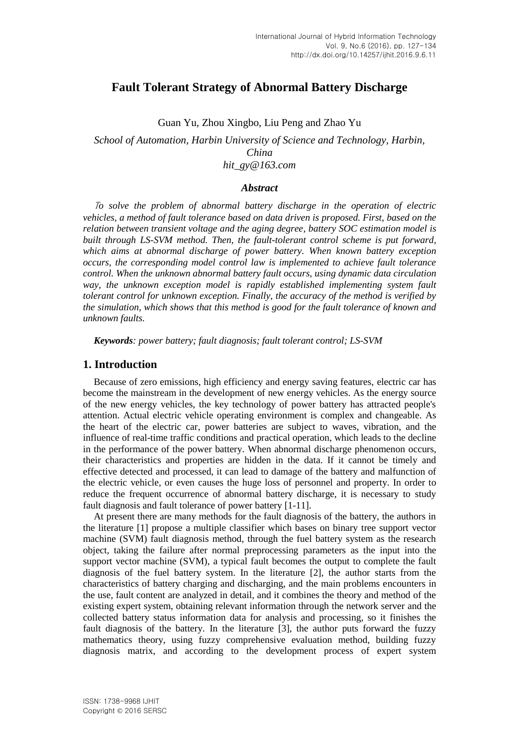# Fault Tolerant Strategy of Abnormal Battery Discharge

Guan Yu, Zhou Xingbo, Liu Peng and Zhao Yu

*School of Automation, Harbin University of Science and Technology, Harbin, China*
*hit_gy@163.com*

### *Abstract*

*To solve the problem of abnormal battery discharge in the operation of electric vehicles, a method of fault tolerance based on data driven is proposed. First, based on the relation between transient voltage and the aging degree, battery SOC estimation model is built through LS-SVM method. Then, the fault-tolerant control scheme is put forward, which aims at abnormal discharge of power battery. When known battery exception occurs, the corresponding model control law is implemented to achieve fault tolerance control. When the unknown abnormal battery fault occurs, using dynamic data circulation way, the unknown exception model is rapidly established implementing system fault tolerant control for unknown exception. Finally, the accuracy of the method is verified by the simulation, which shows that this method is good for the fault tolerance of known and unknown faults.*

***Keywords****: power battery; fault diagnosis; fault tolerant control; LS-SVM*

## 1. Introduction

Because of zero emissions, high efficiency and energy saving features, electric car has become the mainstream in the development of new energy vehicles. As the energy source of the new energy vehicles, the key technology of power battery has attracted people's attention. Actual electric vehicle operating environment is complex and changeable. As the heart of the electric car, power batteries are subject to waves, vibration, and the influence of real-time traffic conditions and practical operation, which leads to the decline in the performance of the power battery. When abnormal discharge phenomenon occurs, their characteristics and properties are hidden in the data. If it cannot be timely and effective detected and processed, it can lead to damage of the battery and malfunction of the electric vehicle, or even causes the huge loss of personnel and property. In order to reduce the frequent occurrence of abnormal battery discharge, it is necessary to study fault diagnosis and fault tolerance of power battery [1-11].

At present there are many methods for the fault diagnosis of the battery, the authors in the literature [1] propose a multiple classifier which bases on binary tree support vector machine (SVM) fault diagnosis method, through the fuel battery system as the research object, taking the failure after normal preprocessing parameters as the input into the support vector machine (SVM), a typical fault becomes the output to complete the fault diagnosis of the fuel battery system. In the literature [2], the author starts from the characteristics of battery charging and discharging, and the main problems encounters in the use, fault content are analyzed in detail, and it combines the theory and method of the existing expert system, obtaining relevant information through the network server and the collected battery status information data for analysis and processing, so it finishes the fault diagnosis of the battery. In the literature [3], the author puts forward the fuzzy mathematics theory, using fuzzy comprehensive evaluation method, building fuzzy diagnosis matrix, and according to the development process of expert system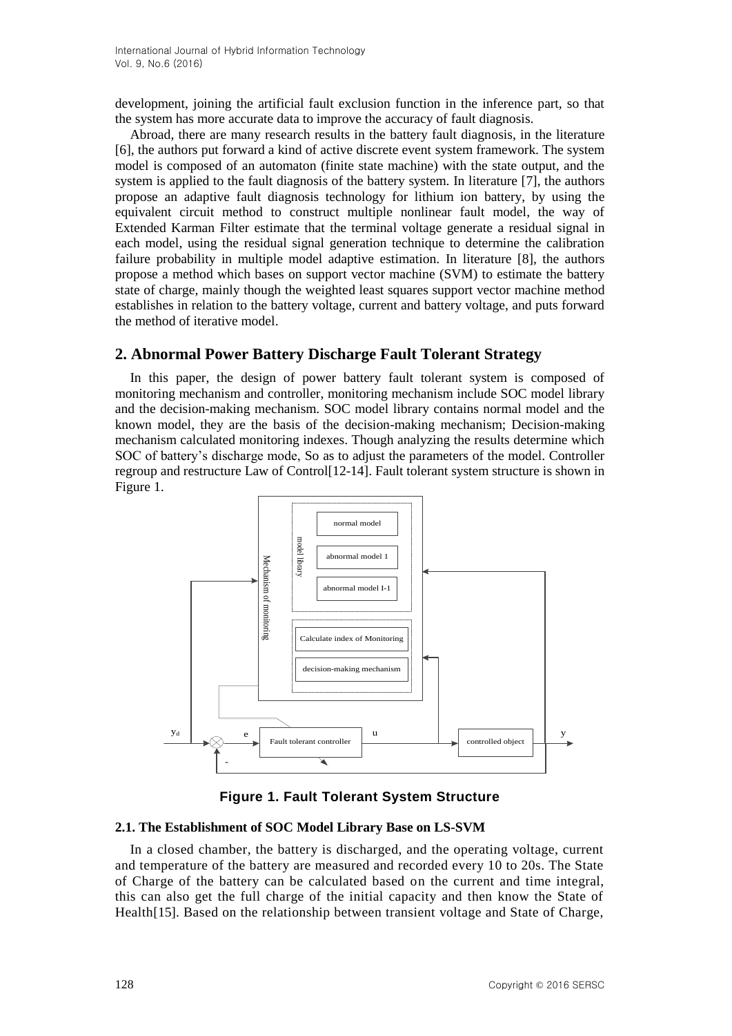development, joining the artificial fault exclusion function in the inference part, so that the system has more accurate data to improve the accuracy of fault diagnosis.

Abroad, there are many research results in the battery fault diagnosis, in the literature [6], the authors put forward a kind of active discrete event system framework. The system model is composed of an automaton (finite state machine) with the state output, and the system is applied to the fault diagnosis of the battery system. In literature [7], the authors propose an adaptive fault diagnosis technology for lithium ion battery, by using the equivalent circuit method to construct multiple nonlinear fault model, the way of Extended Karman Filter estimate that the terminal voltage generate a residual signal in each model, using the residual signal generation technique to determine the calibration failure probability in multiple model adaptive estimation. In literature [8], the authors propose a method which bases on support vector machine (SVM) to estimate the battery state of charge, mainly though the weighted least squares support vector machine method establishes in relation to the battery voltage, current and battery voltage, and puts forward the method of iterative model.

## 2. Abnormal Power Battery Discharge Fault Tolerant Strategy

In this paper, the design of power battery fault tolerant system is composed of monitoring mechanism and controller, monitoring mechanism include SOC model library and the decision-making mechanism. SOC model library contains normal model and the known model, they are the basis of the decision-making mechanism; Decision-making mechanism calculated monitoring indexes. Though analyzing the results determine which SOC of battery's discharge mode, So as to adjust the parameters of the model. Controller regroup and restructure Law of Control[12-14]. Fault tolerant system structure is shown in Figure 1.

**Figure 1. Fault Tolerant System Structure**

### 2.1. The Establishment of SOC Model Library Base on LS-SVM

In a closed chamber, the battery is discharged, and the operating voltage, current and temperature of the battery are measured and recorded every 10 to 20s. The State of Charge of the battery can be calculated based on the current and time integral, this can also get the full charge of the initial capacity and then know the State of Health[15]. Based on the relationship between transient voltage and State of Charge,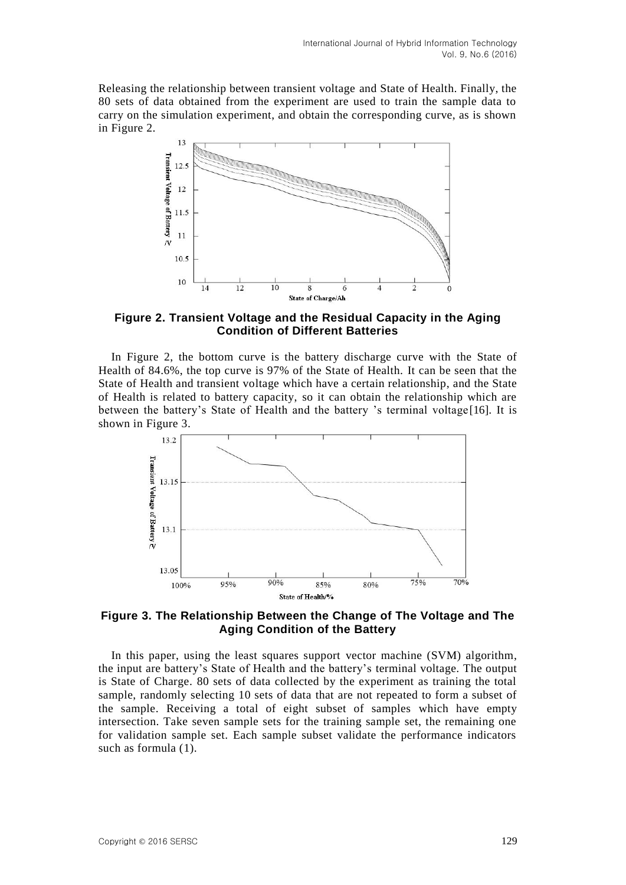Releasing the relationship between transient voltage and State of Health. Finally, the 80 sets of data obtained from the experiment are used to train the sample data to carry on the simulation experiment, and obtain the corresponding curve, as is shown in Figure 2.

**Figure 2. Transient Voltage and the Residual Capacity in the Aging Condition of Different Batteries**

In Figure 2, the bottom curve is the battery discharge curve with the State of Health of 84.6%, the top curve is 97% of the State of Health. It can be seen that the State of Health and transient voltage which have a certain relationship, and the State of Health is related to battery capacity, so it can obtain the relationship which are between the battery's State of Health and the battery 's terminal voltage[16]. It is shown in Figure 3.

**Figure 3. The Relationship Between the Change of The Voltage and The Aging Condition of the Battery**

In this paper, using the least squares support vector machine (SVM) algorithm, the input are battery's State of Health and the battery's terminal voltage. The output is State of Charge. 80 sets of data collected by the experiment as training the total sample, randomly selecting 10 sets of data that are not repeated to form a subset of the sample. Receiving a total of eight subset of samples which have empty intersection. Take seven sample sets for the training sample set, the remaining one for validation sample set. Each sample subset validate the performance indicators such as formula (1).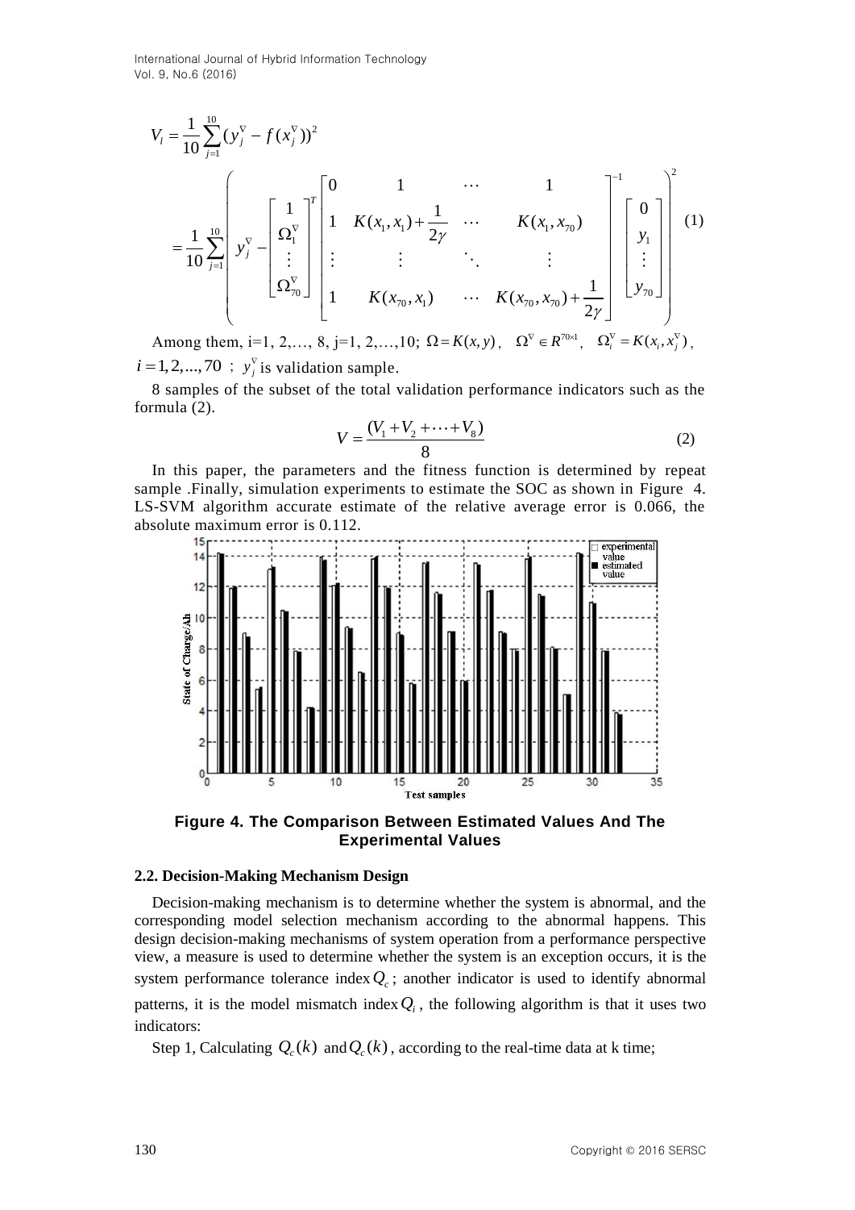$$V_l = \frac{1}{10}\sum_{j=1}^{10}(y_j^{\nabla} - f(x_j^{\nabla}))^2$$

$$= \frac{1}{10}\sum_{j=1}^{10}\left( y_j^{\nabla} - \begin{bmatrix} 1 \\ \Omega_1^{\nabla} \\ \vdots \\ \Omega_{70}^{\nabla} \end{bmatrix}^T \begin{bmatrix} 0 & 1 & \cdots & 1 \\ 1 & K(x_1,x_1)+\frac{1}{2\gamma} & \cdots & K(x_1,x_{70}) \\ \vdots & \vdots & \ddots & \vdots \\ 1 & K(x_{70},x_1) & \cdots & K(x_{70},x_{70})+\frac{1}{2\gamma} \end{bmatrix}^{-1} \begin{bmatrix} 0 \\ y_1 \\ \vdots \\ y_{70} \end{bmatrix} \right)^2 \quad (1)$$

Among them, i=1, 2,…, 8, j=1, 2,…,10; $\Omega = K(x,y)$, $\Omega^{\nabla} \in R^{70\times 1}$, $\Omega_i^{\nabla} = K(x_i, x_j^{\nabla})$, $i = 1,2,...,70$ ; $y_j^{\nabla}$ is validation sample.

8 samples of the subset of the total validation performance indicators such as the formula (2).

$$V = \frac{(V_1 + V_2 + \cdots + V_8)}{8} \quad (2)$$

In this paper, the parameters and the fitness function is determined by repeat sample .Finally, simulation experiments to estimate the SOC as shown in Figure 4. LS-SVM algorithm accurate estimate of the relative average error is 0.066, the absolute maximum error is 0.112.

**Figure 4. The Comparison Between Estimated Values And The Experimental Values**

### 2.2. Decision-Making Mechanism Design

Decision-making mechanism is to determine whether the system is abnormal, and the corresponding model selection mechanism according to the abnormal happens. This design decision-making mechanisms of system operation from a performance perspective view, a measure is used to determine whether the system is an exception occurs, it is the system performance tolerance index $Q_c$; another indicator is used to identify abnormal patterns, it is the model mismatch index $Q_i$, the following algorithm is that it uses two indicators:

Step 1, Calculating $Q_c(k)$ and $Q_c(k)$, according to the real-time data at k time;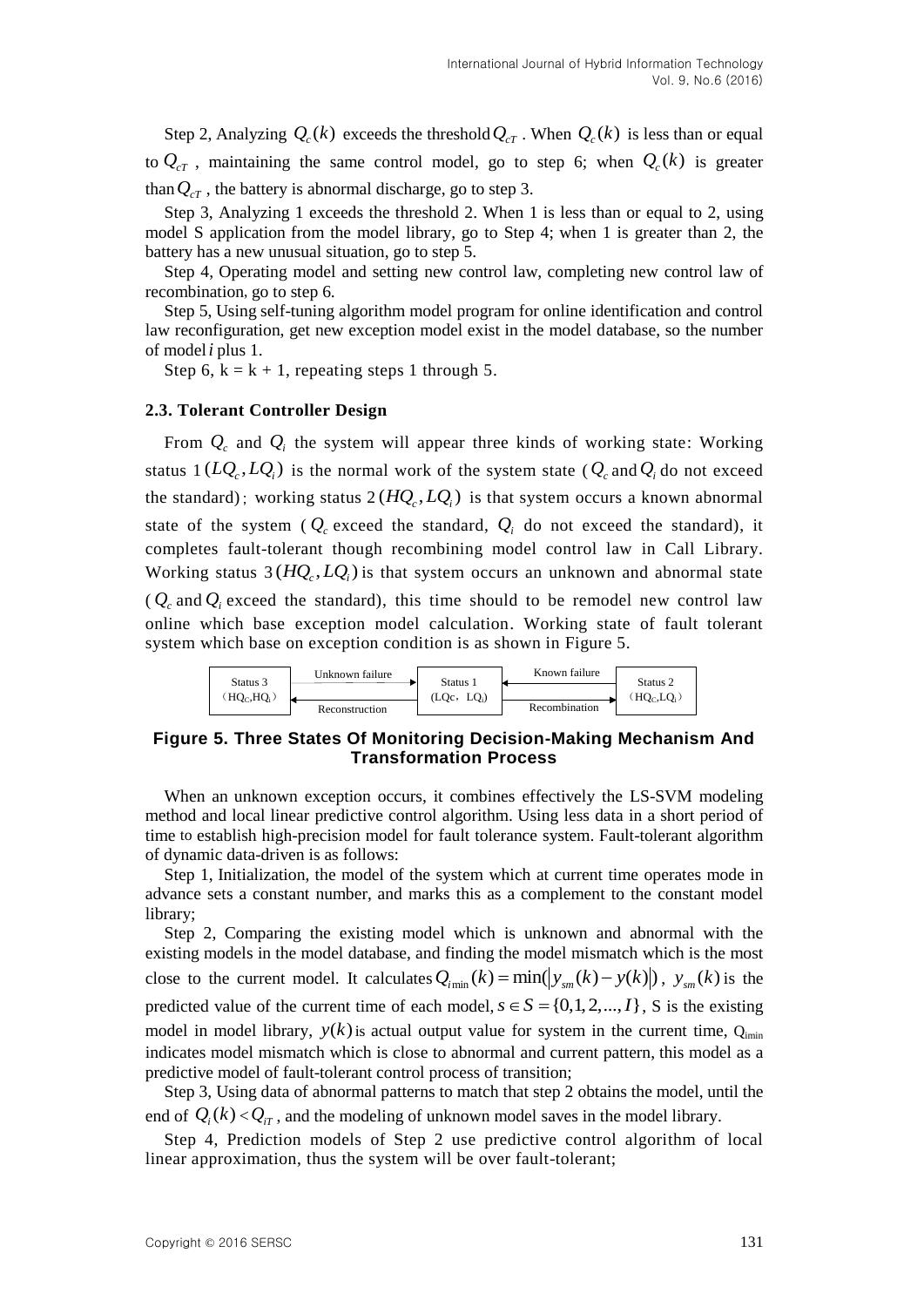Step 2, Analyzing $Q_c(k)$ exceeds the threshold $Q_{cT}$ . When $Q_c(k)$ is less than or equal to $Q_{cT}$ , maintaining the same control model, go to step 6; when $Q_c(k)$ is greater than $Q_{cT}$ , the battery is abnormal discharge, go to step 3.

Step 3, Analyzing 1 exceeds the threshold 2. When 1 is less than or equal to 2, using model S application from the model library, go to Step 4; when 1 is greater than 2, the battery has a new unusual situation, go to step 5.

Step 4, Operating model and setting new control law, completing new control law of recombination, go to step 6.

Step 5, Using self-tuning algorithm model program for online identification and control law reconfiguration, get new exception model exist in the model database, so the number of model $i$ plus 1.

Step 6, k = k + 1, repeating steps 1 through 5.

### 2.3. Tolerant Controller Design

From $Q_c$ and $Q_i$ the system will appear three kinds of working state: Working status 1 $(LQ_c, LQ_i)$ is the normal work of the system state ( $Q_c$ and $Q_i$ do not exceed the standard); working status 2 $(HQ_c, LQ_i)$ is that system occurs a known abnormal state of the system ( $Q_c$ exceed the standard, $Q_i$ do not exceed the standard), it completes fault-tolerant though recombining model control law in Call Library. Working status 3 $(HQ_c, LQ_i)$ is that system occurs an unknown and abnormal state ( $Q_c$ and $Q_i$ exceed the standard), this time should to be remodel new control law online which base exception model calculation. Working state of fault tolerant system which base on exception condition is as shown in Figure 5.

| Status 3 ($HQ_C$,$HQ_i$) | Unknown failure → / ← Reconstruction | Status 1 ($LQ_C$, $LQ_i$) | ← Known failure / Recombination → | Status 2 ($HQ_C$,$LQ_i$) |
|---|---|---|---|---|

**Figure 5. Three States Of Monitoring Decision-Making Mechanism And Transformation Process**

When an unknown exception occurs, it combines effectively the LS-SVM modeling method and local linear predictive control algorithm. Using less data in a short period of time to establish high-precision model for fault tolerance system. Fault-tolerant algorithm of dynamic data-driven is as follows:

Step 1, Initialization, the model of the system which at current time operates mode in advance sets a constant number, and marks this as a complement to the constant model library;

Step 2, Comparing the existing model which is unknown and abnormal with the existing models in the model database, and finding the model mismatch which is the most close to the current model. It calculates $Q_{i\min}(k) = \min(|y_{sm}(k) - y(k)|)$ , $y_{sm}(k)$ is the predicted value of the current time of each model, $s \in S = \{0,1,2,...,I\}$, S is the existing model in model library, $y(k)$ is actual output value for system in the current time, $Q_{imin}$ indicates model mismatch which is close to abnormal and current pattern, this model as a predictive model of fault-tolerant control process of transition;

Step 3, Using data of abnormal patterns to match that step 2 obtains the model, until the end of $Q_i(k) < Q_{iT}$ , and the modeling of unknown model saves in the model library.

Step 4, Prediction models of Step 2 use predictive control algorithm of local linear approximation, thus the system will be over fault-tolerant;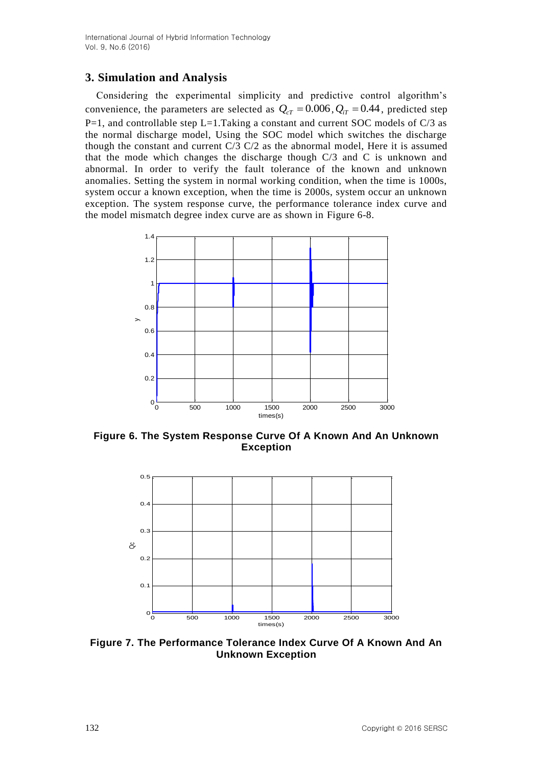## 3. Simulation and Analysis

Considering the experimental simplicity and predictive control algorithm's convenience, the parameters are selected as $Q_{cT} = 0.006, Q_{iT} = 0.44$, predicted step P=1, and controllable step L=1.Taking a constant and current SOC models of C/3 as the normal discharge model, Using the SOC model which switches the discharge though the constant and current C/3 C/2 as the abnormal model, Here it is assumed that the mode which changes the discharge though C/3 and C is unknown and abnormal. In order to verify the fault tolerance of the known and unknown anomalies. Setting the system in normal working condition, when the time is 1000s, system occur a known exception, when the time is 2000s, system occur an unknown exception. The system response curve, the performance tolerance index curve and the model mismatch degree index curve are as shown in Figure 6-8.

**Figure 6. The System Response Curve Of A Known And An Unknown Exception**

**Figure 7. The Performance Tolerance Index Curve Of A Known And An Unknown Exception**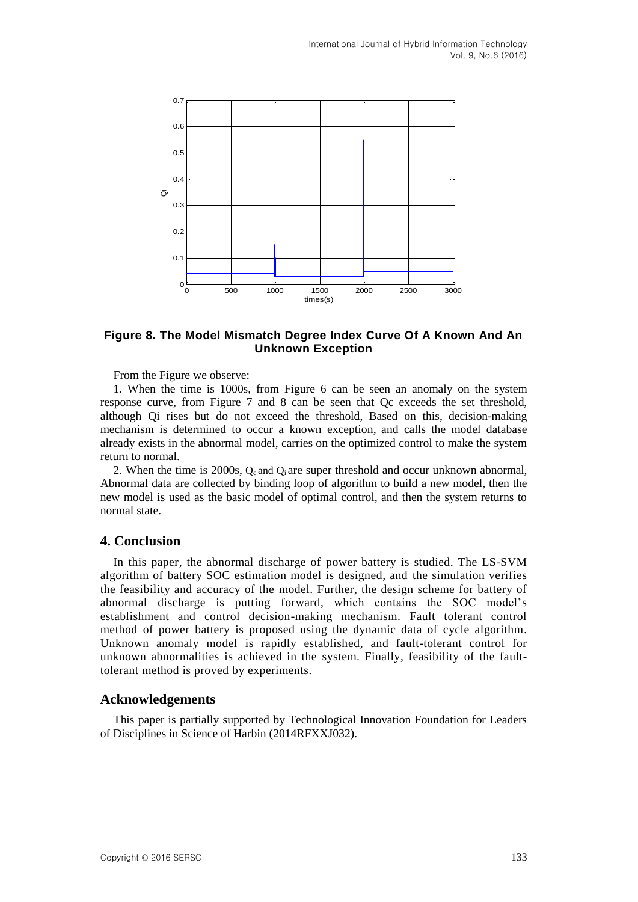**Figure 8. The Model Mismatch Degree Index Curve Of A Known And An Unknown Exception**

From the Figure we observe:

1. When the time is 1000s, from Figure 6 can be seen an anomaly on the system response curve, from Figure 7 and 8 can be seen that Qc exceeds the set threshold, although Qi rises but do not exceed the threshold, Based on this, decision-making mechanism is determined to occur a known exception, and calls the model database already exists in the abnormal model, carries on the optimized control to make the system return to normal.

2. When the time is 2000s, $Q_c$ and $Q_i$ are super threshold and occur unknown abnormal, Abnormal data are collected by binding loop of algorithm to build a new model, then the new model is used as the basic model of optimal control, and then the system returns to normal state.

## 4. Conclusion

In this paper, the abnormal discharge of power battery is studied. The LS-SVM algorithm of battery SOC estimation model is designed, and the simulation verifies the feasibility and accuracy of the model. Further, the design scheme for battery of abnormal discharge is putting forward, which contains the SOC model's establishment and control decision-making mechanism. Fault tolerant control method of power battery is proposed using the dynamic data of cycle algorithm. Unknown anomaly model is rapidly established, and fault-tolerant control for unknown abnormalities is achieved in the system. Finally, feasibility of the fault-tolerant method is proved by experiments.

## Acknowledgements

This paper is partially supported by Technological Innovation Foundation for Leaders of Disciplines in Science of Harbin (2014RFXXJ032).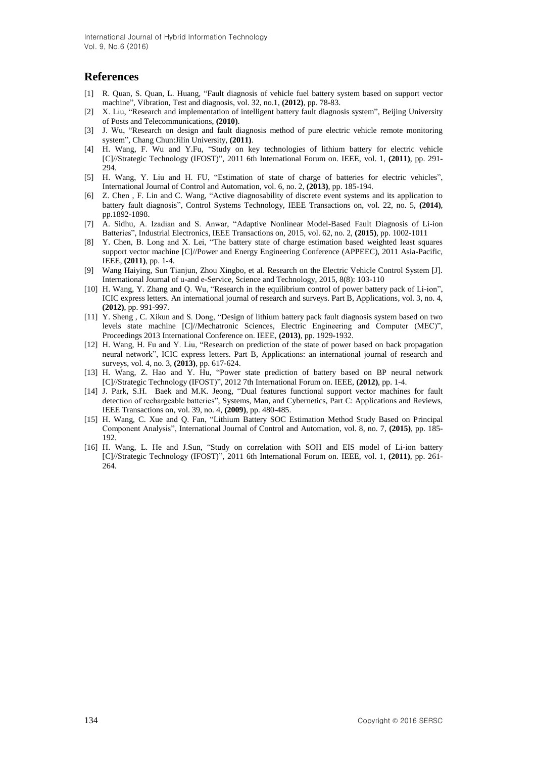## References

[1] R. Quan, S. Quan, L. Huang, "Fault diagnosis of vehicle fuel battery system based on support vector machine", Vibration, Test and diagnosis, vol. 32, no.1, **(2012)**, pp. 78-83.

[2] X. Liu, "Research and implementation of intelligent battery fault diagnosis system", Beijing University of Posts and Telecommunications, **(2010)**.

[3] J. Wu, "Research on design and fault diagnosis method of pure electric vehicle remote monitoring system", Chang Chun:Jilin University, **(2011)**.

[4] H. Wang, F. Wu and Y.Fu, "Study on key technologies of lithium battery for electric vehicle [C]//Strategic Technology (IFOST)", 2011 6th International Forum on. IEEE, vol. 1, **(2011)**, pp. 291-294.

[5] H. Wang, Y. Liu and H. FU, "Estimation of state of charge of batteries for electric vehicles", International Journal of Control and Automation, vol. 6, no. 2, **(2013)**, pp. 185-194.

[6] Z. Chen , F. Lin and C. Wang, "Active diagnosability of discrete event systems and its application to battery fault diagnosis", Control Systems Technology, IEEE Transactions on, vol. 22, no. 5, **(2014)**, pp.1892-1898.

[7] A. Sidhu, A. Izadian and S. Anwar, "Adaptive Nonlinear Model-Based Fault Diagnosis of Li-ion Batteries", Industrial Electronics, IEEE Transactions on, 2015, vol. 62, no. 2, **(2015)**, pp. 1002-1011

[8] Y. Chen, B. Long and X. Lei, "The battery state of charge estimation based weighted least squares support vector machine [C]//Power and Energy Engineering Conference (APPEEC), 2011 Asia-Pacific, IEEE, **(2011)**, pp. 1-4.

[9] Wang Haiying, Sun Tianjun, Zhou Xingbo, et al. Research on the Electric Vehicle Control System [J]. International Journal of u-and e-Service, Science and Technology, 2015, 8(8): 103-110

[10] H. Wang, Y. Zhang and Q. Wu, "Research in the equilibrium control of power battery pack of Li-ion", ICIC express letters. An international journal of research and surveys. Part B, Applications, vol. 3, no. 4, **(2012)**, pp. 991-997.

[11] Y. Sheng , C. Xikun and S. Dong, "Design of lithium battery pack fault diagnosis system based on two levels state machine [C]//Mechatronic Sciences, Electric Engineering and Computer (MEC)", Proceedings 2013 International Conference on. IEEE, **(2013)**, pp. 1929-1932.

[12] H. Wang, H. Fu and Y. Liu, "Research on prediction of the state of power based on back propagation neural network", ICIC express letters. Part B, Applications: an international journal of research and surveys, vol. 4, no. 3, **(2013)**, pp. 617-624.

[13] H. Wang, Z. Hao and Y. Hu, "Power state prediction of battery based on BP neural network [C]//Strategic Technology (IFOST)", 2012 7th International Forum on. IEEE, **(2012)**, pp. 1-4.

[14] J. Park, S.H. Baek and M.K. Jeong, "Dual features functional support vector machines for fault detection of rechargeable batteries", Systems, Man, and Cybernetics, Part C: Applications and Reviews, IEEE Transactions on, vol. 39, no. 4, **(2009)**, pp. 480-485.

[15] H. Wang, C. Xue and Q. Fan, "Lithium Battery SOC Estimation Method Study Based on Principal Component Analysis", International Journal of Control and Automation, vol. 8, no. 7, **(2015)**, pp. 185-192.

[16] H. Wang, L. He and J.Sun, "Study on correlation with SOH and EIS model of Li-ion battery [C]//Strategic Technology (IFOST)", 2011 6th International Forum on. IEEE, vol. 1, **(2011)**, pp. 261-264.